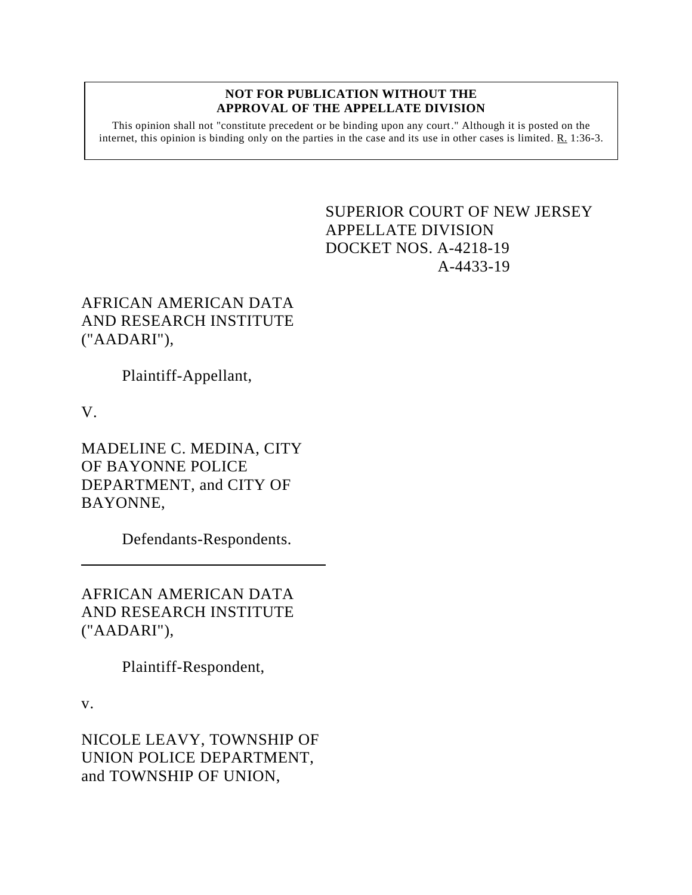**NOT FOR PUBLICATION WITHOUT THE APPROVAL OF THE APPELLATE DIVISION**

This opinion shall not "constitute precedent or be binding upon any court." Although it is posted on the internet, this opinion is binding only on the parties in the case and its use in other cases is limited. R. 1:36-3.

SUPERIOR COURT OF NEW JERSEY
APPELLATE DIVISION
DOCKET NOS. A-4218-19
A-4433-19

AFRICAN AMERICAN DATA AND RESEARCH INSTITUTE ("AADARI"),

Plaintiff-Appellant,

V.

MADELINE C. MEDINA, CITY OF BAYONNE POLICE DEPARTMENT, and CITY OF BAYONNE,

Defendants-Respondents.

---

AFRICAN AMERICAN DATA AND RESEARCH INSTITUTE ("AADARI"),

Plaintiff-Respondent,

v.

NICOLE LEAVY, TOWNSHIP OF UNION POLICE DEPARTMENT, and TOWNSHIP OF UNION,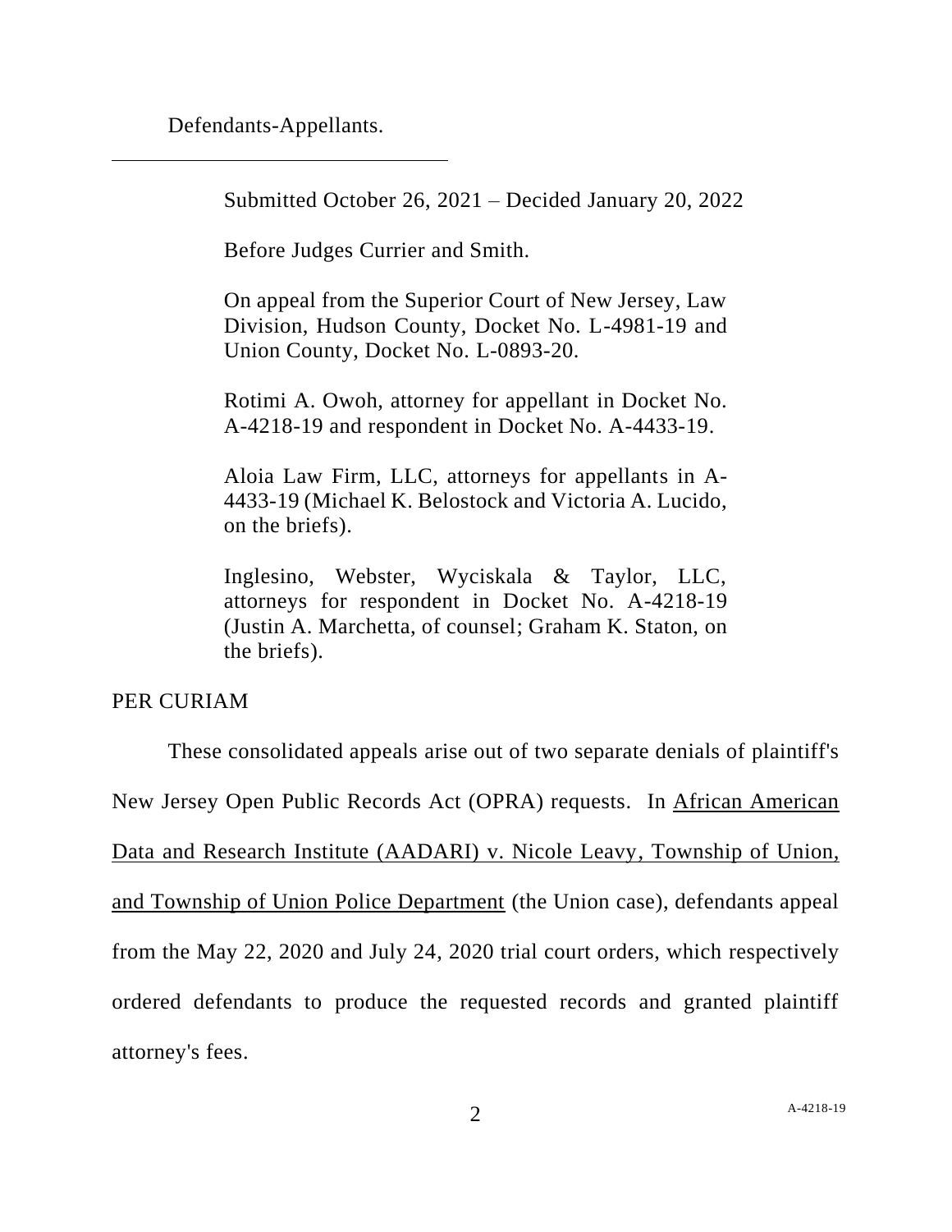Defendants-Appellants.

---

Submitted October 26, 2021 – Decided January 20, 2022

Before Judges Currier and Smith.

On appeal from the Superior Court of New Jersey, Law Division, Hudson County, Docket No. L-4981-19 and Union County, Docket No. L-0893-20.

Rotimi A. Owoh, attorney for appellant in Docket No. A-4218-19 and respondent in Docket No. A-4433-19.

Aloia Law Firm, LLC, attorneys for appellants in A-4433-19 (Michael K. Belostock and Victoria A. Lucido, on the briefs).

Inglesino, Webster, Wyciskala & Taylor, LLC, attorneys for respondent in Docket No. A-4218-19 (Justin A. Marchetta, of counsel; Graham K. Staton, on the briefs).

PER CURIAM

These consolidated appeals arise out of two separate denials of plaintiff's New Jersey Open Public Records Act (OPRA) requests. In African American Data and Research Institute (AADARI) v. Nicole Leavy, Township of Union, and Township of Union Police Department (the Union case), defendants appeal from the May 22, 2020 and July 24, 2020 trial court orders, which respectively ordered defendants to produce the requested records and granted plaintiff attorney's fees.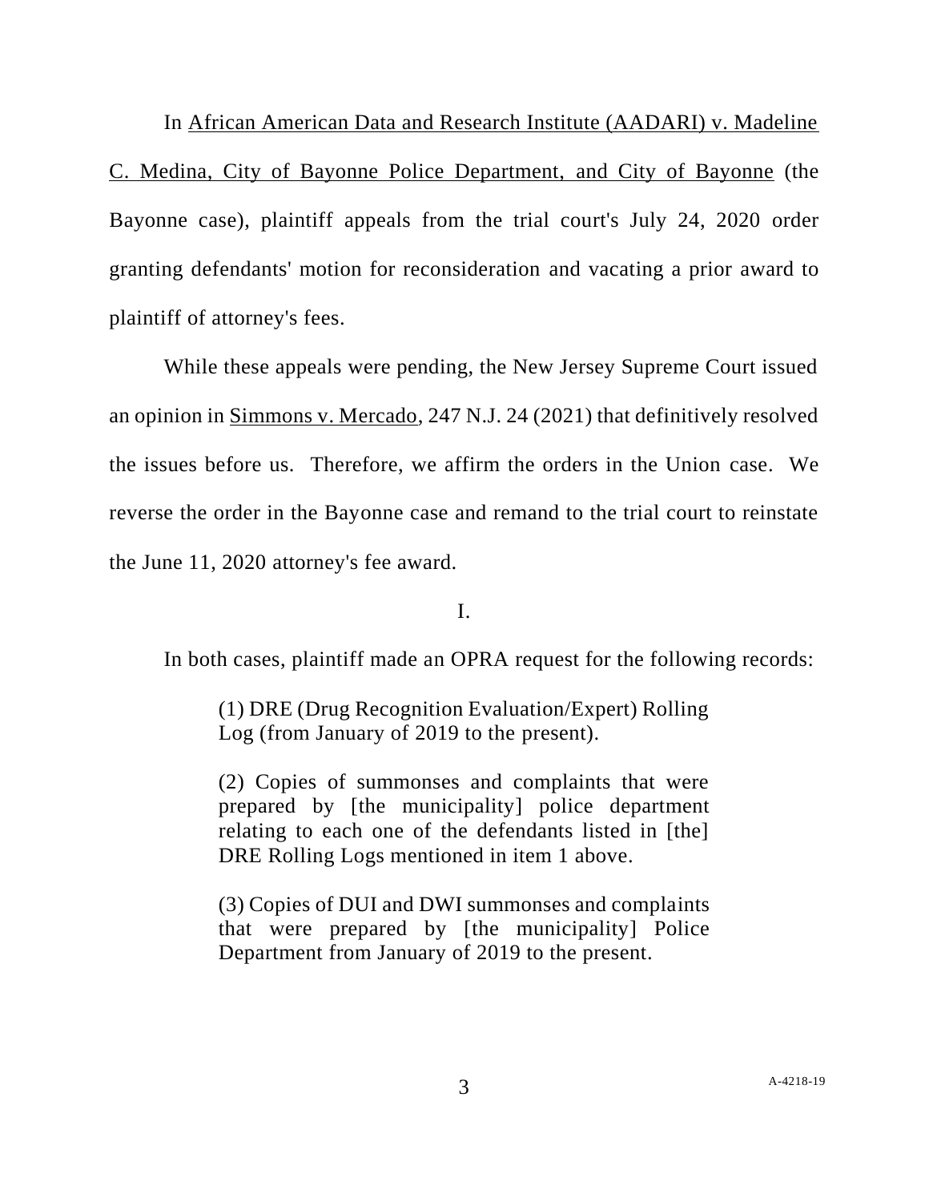In African American Data and Research Institute (AADARI) v. Madeline C. Medina, City of Bayonne Police Department, and City of Bayonne (the Bayonne case), plaintiff appeals from the trial court's July 24, 2020 order granting defendants' motion for reconsideration and vacating a prior award to plaintiff of attorney's fees.

While these appeals were pending, the New Jersey Supreme Court issued an opinion in Simmons v. Mercado, 247 N.J. 24 (2021) that definitively resolved the issues before us. Therefore, we affirm the orders in the Union case. We reverse the order in the Bayonne case and remand to the trial court to reinstate the June 11, 2020 attorney's fee award.

I.

In both cases, plaintiff made an OPRA request for the following records:

> (1) DRE (Drug Recognition Evaluation/Expert) Rolling Log (from January of 2019 to the present).
>
> (2) Copies of summonses and complaints that were prepared by [the municipality] police department relating to each one of the defendants listed in [the] DRE Rolling Logs mentioned in item 1 above.
>
> (3) Copies of DUI and DWI summonses and complaints that were prepared by [the municipality] Police Department from January of 2019 to the present.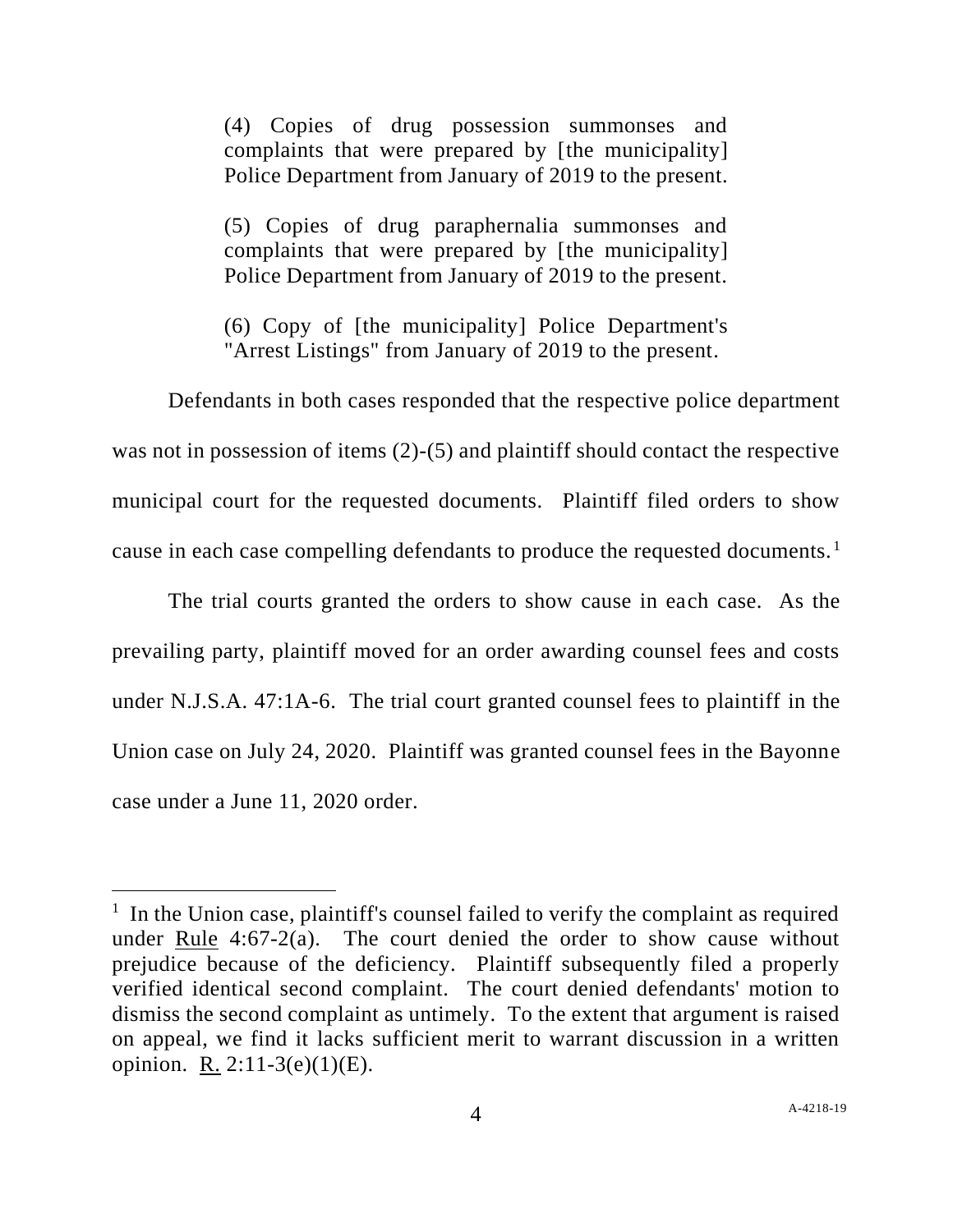> (4) Copies of drug possession summonses and complaints that were prepared by [the municipality] Police Department from January of 2019 to the present.
>
> (5) Copies of drug paraphernalia summonses and complaints that were prepared by [the municipality] Police Department from January of 2019 to the present.
>
> (6) Copy of [the municipality] Police Department's "Arrest Listings" from January of 2019 to the present.

Defendants in both cases responded that the respective police department was not in possession of items (2)-(5) and plaintiff should contact the respective municipal court for the requested documents. Plaintiff filed orders to show cause in each case compelling defendants to produce the requested documents.[1]

The trial courts granted the orders to show cause in each case. As the prevailing party, plaintiff moved for an order awarding counsel fees and costs under N.J.S.A. 47:1A-6. The trial court granted counsel fees to plaintiff in the Union case on July 24, 2020. Plaintiff was granted counsel fees in the Bayonne case under a June 11, 2020 order.

---

[1] In the Union case, plaintiff's counsel failed to verify the complaint as required under Rule 4:67-2(a). The court denied the order to show cause without prejudice because of the deficiency. Plaintiff subsequently filed a properly verified identical second complaint. The court denied defendants' motion to dismiss the second complaint as untimely. To the extent that argument is raised on appeal, we find it lacks sufficient merit to warrant discussion in a written opinion. R. 2:11-3(e)(1)(E).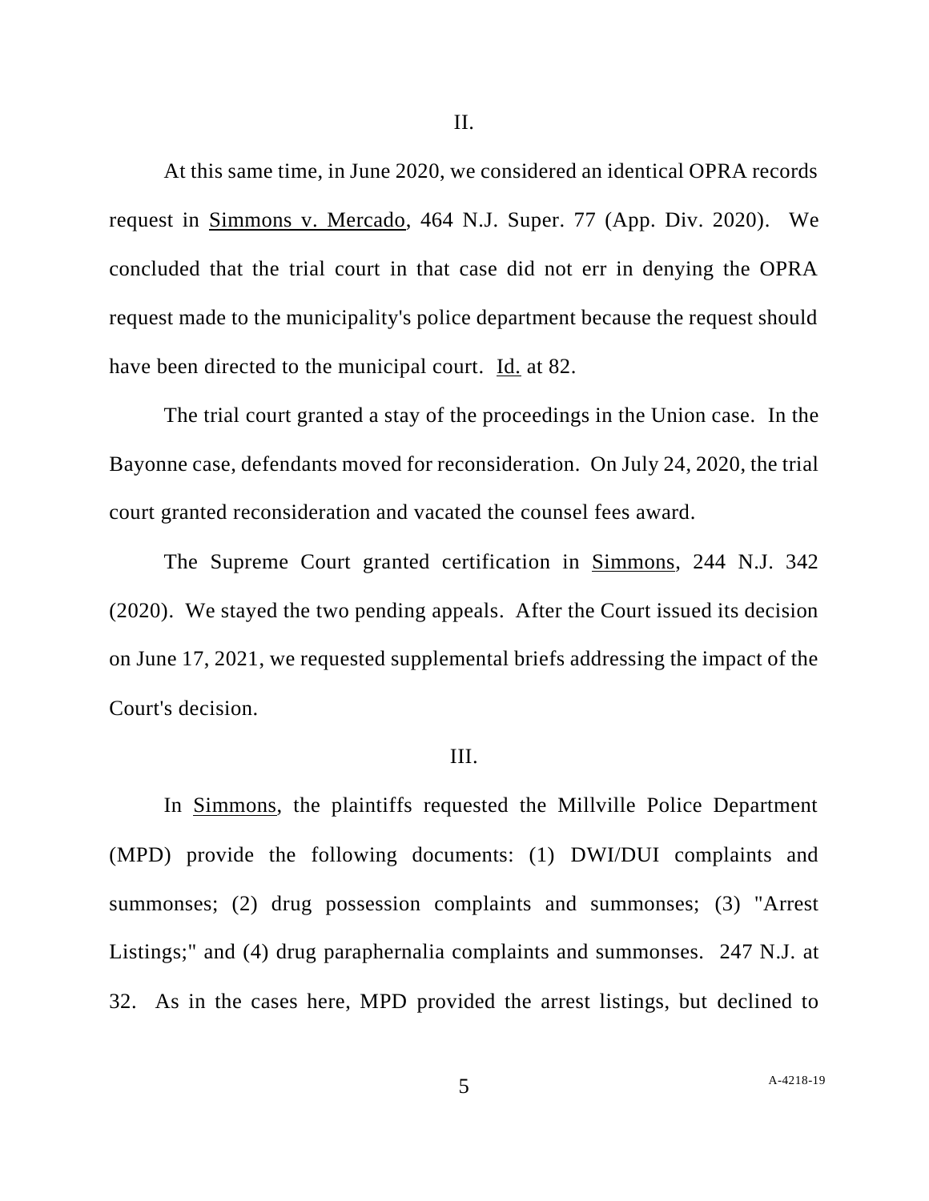II.

At this same time, in June 2020, we considered an identical OPRA records request in Simmons v. Mercado, 464 N.J. Super. 77 (App. Div. 2020). We concluded that the trial court in that case did not err in denying the OPRA request made to the municipality's police department because the request should have been directed to the municipal court. Id. at 82.

The trial court granted a stay of the proceedings in the Union case. In the Bayonne case, defendants moved for reconsideration. On July 24, 2020, the trial court granted reconsideration and vacated the counsel fees award.

The Supreme Court granted certification in Simmons, 244 N.J. 342 (2020). We stayed the two pending appeals. After the Court issued its decision on June 17, 2021, we requested supplemental briefs addressing the impact of the Court's decision.

III.

In Simmons, the plaintiffs requested the Millville Police Department (MPD) provide the following documents: (1) DWI/DUI complaints and summonses; (2) drug possession complaints and summonses; (3) "Arrest Listings;" and (4) drug paraphernalia complaints and summonses. 247 N.J. at 32. As in the cases here, MPD provided the arrest listings, but declined to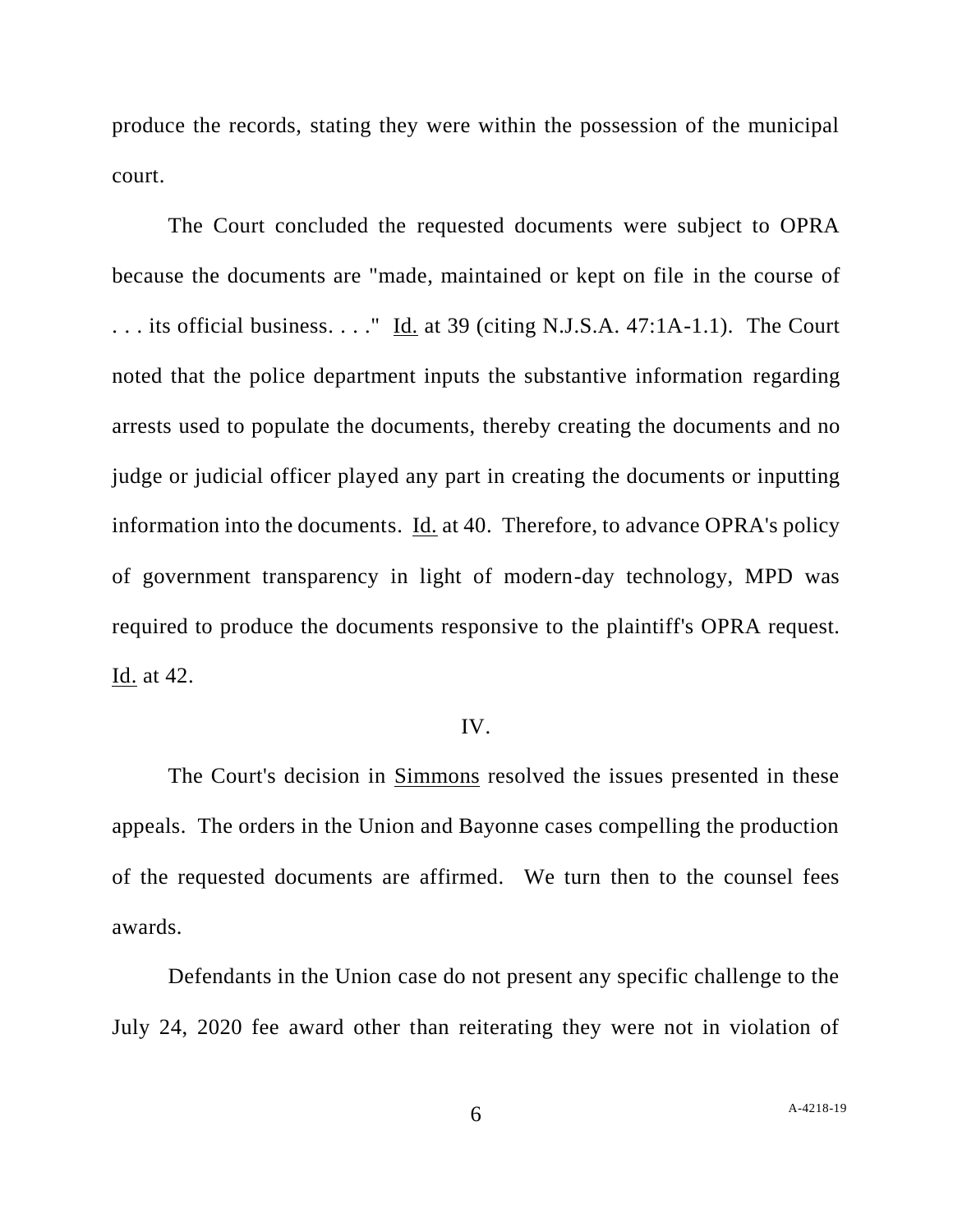produce the records, stating they were within the possession of the municipal court.

The Court concluded the requested documents were subject to OPRA because the documents are "made, maintained or kept on file in the course of . . . its official business. . . ." Id. at 39 (citing N.J.S.A. 47:1A-1.1). The Court noted that the police department inputs the substantive information regarding arrests used to populate the documents, thereby creating the documents and no judge or judicial officer played any part in creating the documents or inputting information into the documents. Id. at 40. Therefore, to advance OPRA's policy of government transparency in light of modern-day technology, MPD was required to produce the documents responsive to the plaintiff's OPRA request. Id. at 42.

## IV.

The Court's decision in Simmons resolved the issues presented in these appeals. The orders in the Union and Bayonne cases compelling the production of the requested documents are affirmed. We turn then to the counsel fees awards.

Defendants in the Union case do not present any specific challenge to the July 24, 2020 fee award other than reiterating they were not in violation of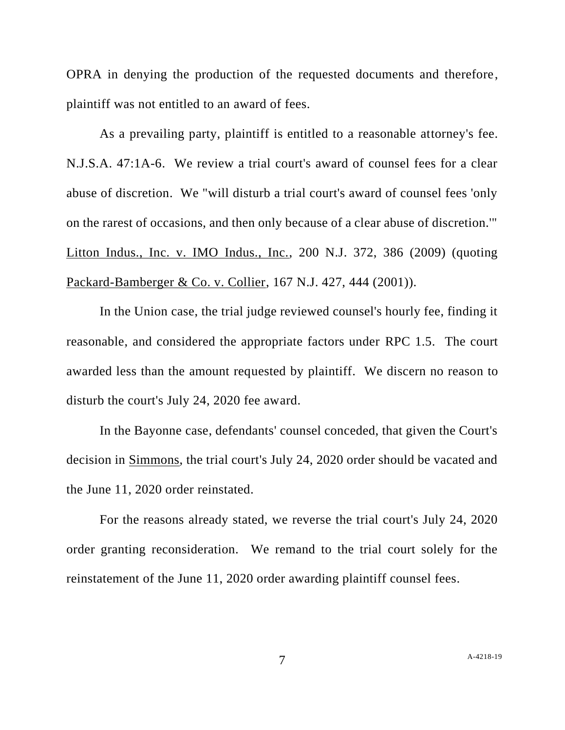OPRA in denying the production of the requested documents and therefore, plaintiff was not entitled to an award of fees.

As a prevailing party, plaintiff is entitled to a reasonable attorney's fee. N.J.S.A. 47:1A-6. We review a trial court's award of counsel fees for a clear abuse of discretion. We "will disturb a trial court's award of counsel fees 'only on the rarest of occasions, and then only because of a clear abuse of discretion.'" Litton Indus., Inc. v. IMO Indus., Inc., 200 N.J. 372, 386 (2009) (quoting Packard-Bamberger & Co. v. Collier, 167 N.J. 427, 444 (2001)).

In the Union case, the trial judge reviewed counsel's hourly fee, finding it reasonable, and considered the appropriate factors under RPC 1.5. The court awarded less than the amount requested by plaintiff. We discern no reason to disturb the court's July 24, 2020 fee award.

In the Bayonne case, defendants' counsel conceded, that given the Court's decision in Simmons, the trial court's July 24, 2020 order should be vacated and the June 11, 2020 order reinstated.

For the reasons already stated, we reverse the trial court's July 24, 2020 order granting reconsideration. We remand to the trial court solely for the reinstatement of the June 11, 2020 order awarding plaintiff counsel fees.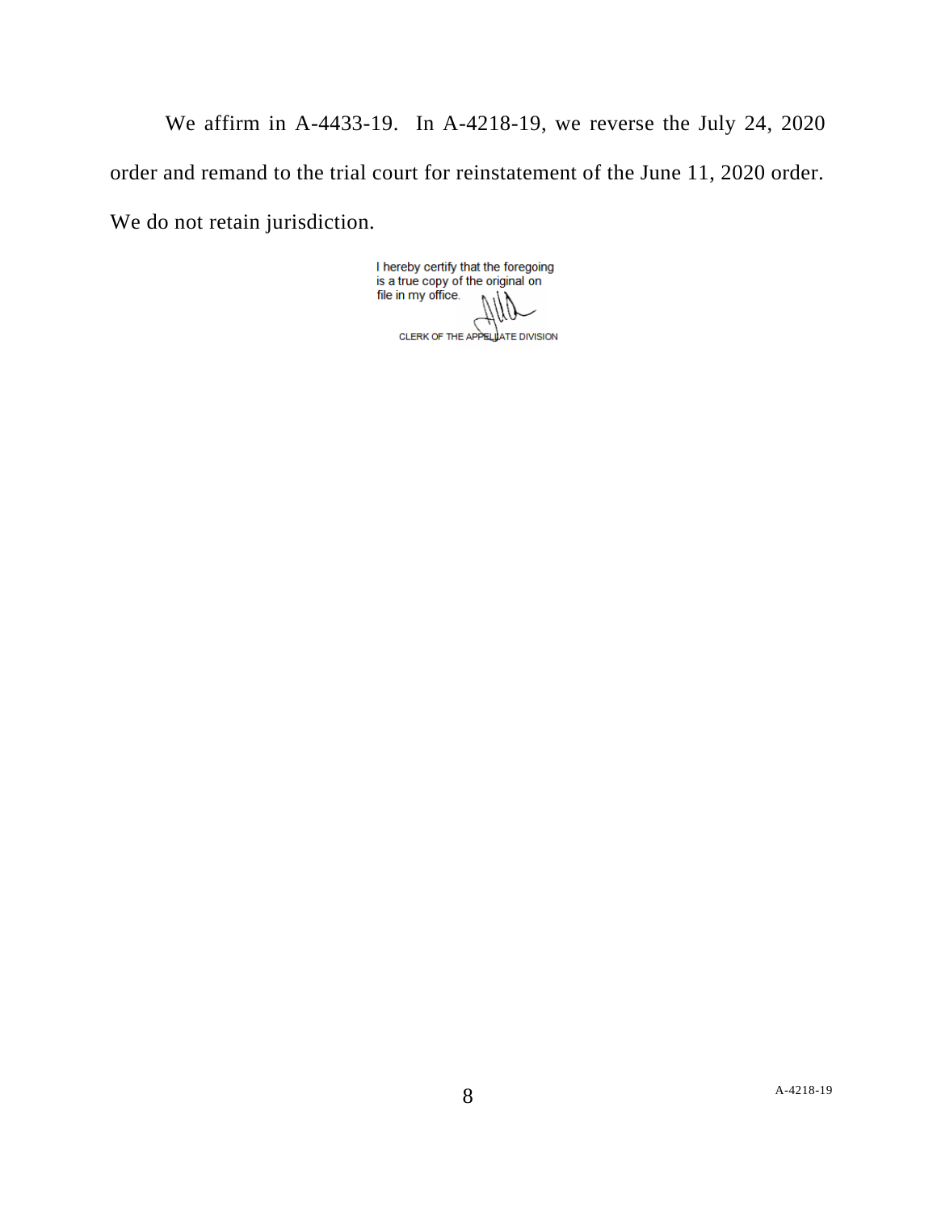We affirm in A-4433-19. In A-4218-19, we reverse the July 24, 2020 order and remand to the trial court for reinstatement of the June 11, 2020 order. We do not retain jurisdiction.

I hereby certify that the foregoing is a true copy of the original on file in my office.

CLERK OF THE APPELLATE DIVISION